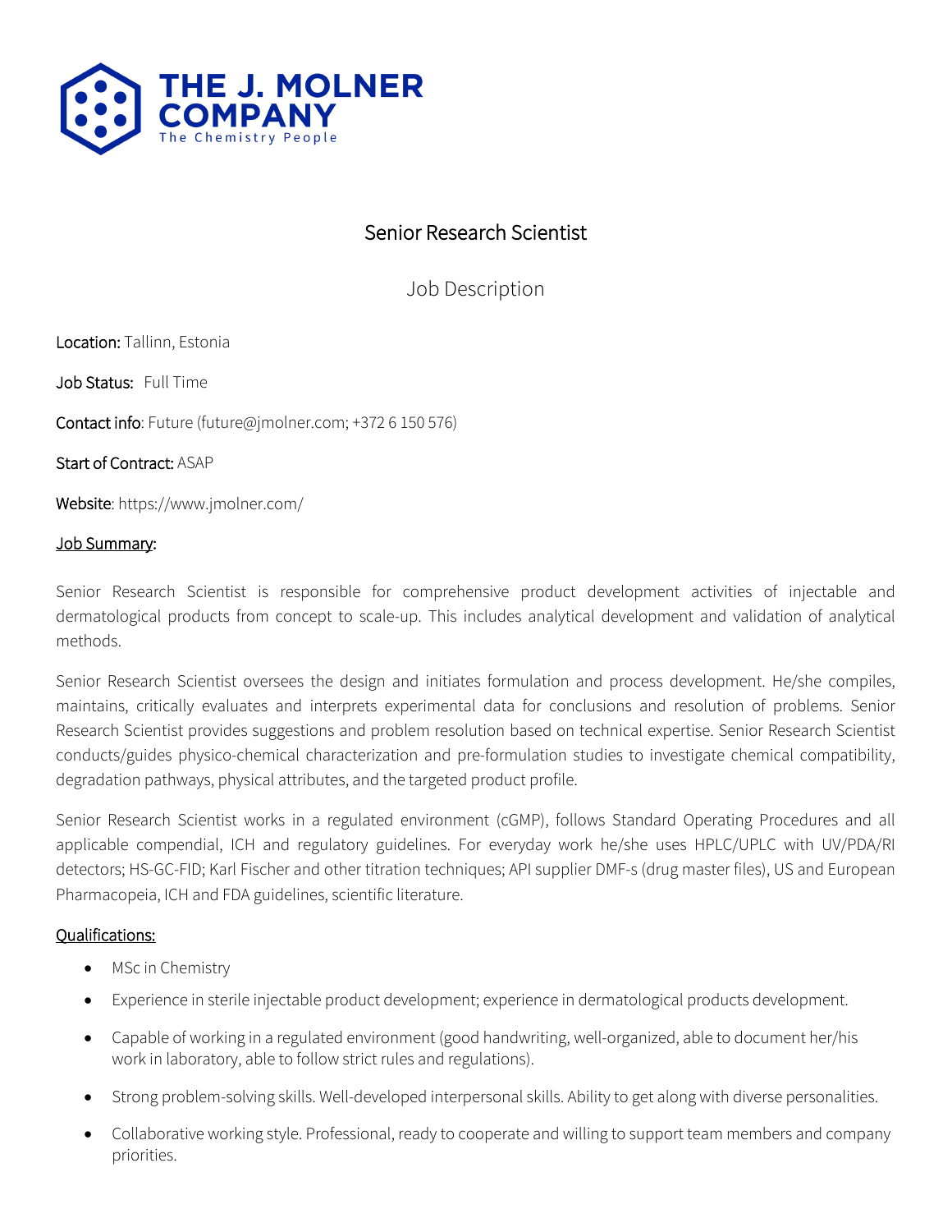THE J. MOLNER COMPANY
The Chemistry People

# Senior Research Scientist

## Job Description

Location: Tallinn, Estonia

Job Status: Full Time

Contact info: Future (future@jmolner.com; +372 6 150 576)

Start of Contract: ASAP

Website: https://www.jmolner.com/

### Job Summary:

Senior Research Scientist is responsible for comprehensive product development activities of injectable and dermatological products from concept to scale-up. This includes analytical development and validation of analytical methods.

Senior Research Scientist oversees the design and initiates formulation and process development. He/she compiles, maintains, critically evaluates and interprets experimental data for conclusions and resolution of problems. Senior Research Scientist provides suggestions and problem resolution based on technical expertise. Senior Research Scientist conducts/guides physico-chemical characterization and pre-formulation studies to investigate chemical compatibility, degradation pathways, physical attributes, and the targeted product profile.

Senior Research Scientist works in a regulated environment (cGMP), follows Standard Operating Procedures and all applicable compendial, ICH and regulatory guidelines. For everyday work he/she uses HPLC/UPLC with UV/PDA/RI detectors; HS-GC-FID; Karl Fischer and other titration techniques; API supplier DMF-s (drug master files), US and European Pharmacopeia, ICH and FDA guidelines, scientific literature.

### Qualifications:

- MSc in Chemistry
- Experience in sterile injectable product development; experience in dermatological products development.
- Capable of working in a regulated environment (good handwriting, well-organized, able to document her/his work in laboratory, able to follow strict rules and regulations).
- Strong problem-solving skills. Well-developed interpersonal skills. Ability to get along with diverse personalities.
- Collaborative working style. Professional, ready to cooperate and willing to support team members and company priorities.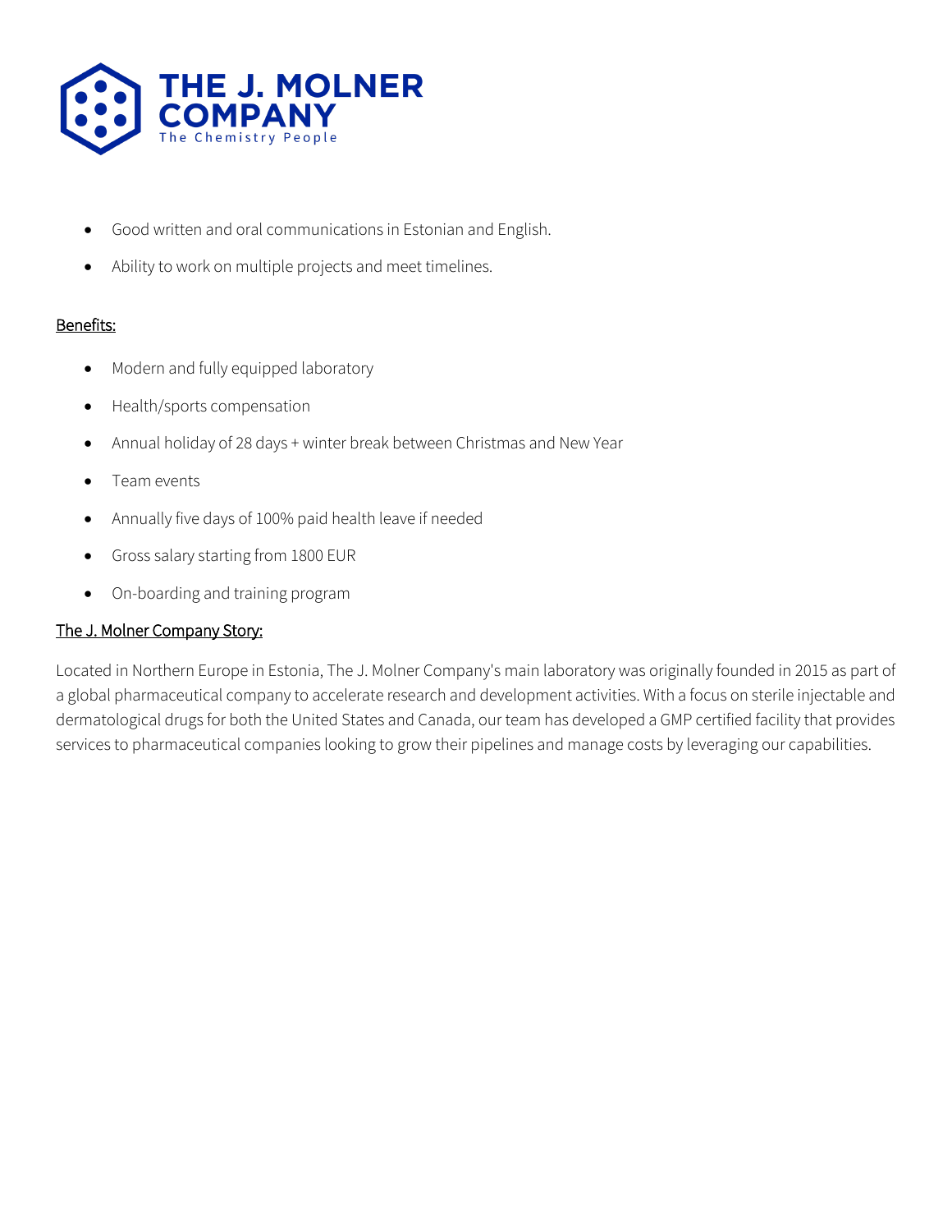- Good written and oral communications in Estonian and English.
- Ability to work on multiple projects and meet timelines.

**Benefits:**

- Modern and fully equipped laboratory
- Health/sports compensation
- Annual holiday of 28 days + winter break between Christmas and New Year
- Team events
- Annually five days of 100% paid health leave if needed
- Gross salary starting from 1800 EUR
- On-boarding and training program

**The J. Molner Company Story:**

Located in Northern Europe in Estonia, The J. Molner Company's main laboratory was originally founded in 2015 as part of a global pharmaceutical company to accelerate research and development activities. With a focus on sterile injectable and dermatological drugs for both the United States and Canada, our team has developed a GMP certified facility that provides services to pharmaceutical companies looking to grow their pipelines and manage costs by leveraging our capabilities.